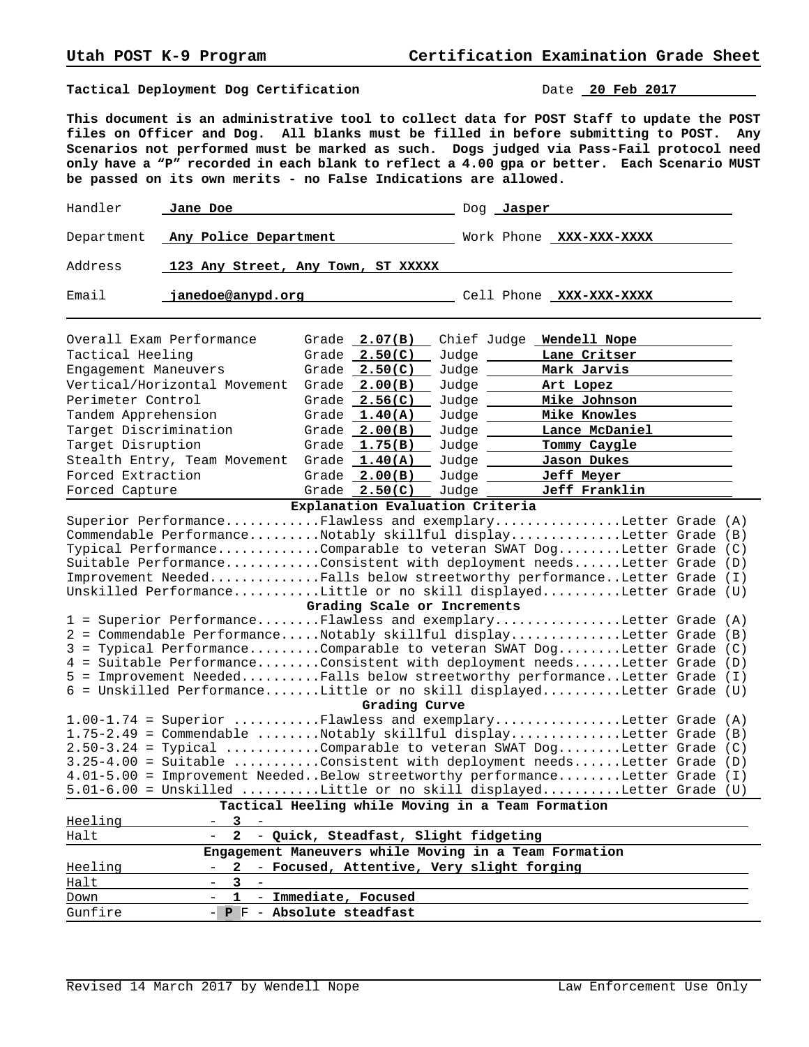**Utah POST K-9 Program** **Certification Examination Grade Sheet**

**Tactical Deployment Dog Certification** Date **20 Feb 2017**

**This document is an administrative tool to collect data for POST Staff to update the POST files on Officer and Dog. All blanks must be filled in before submitting to POST. Any Scenarios not performed must be marked as such. Dogs judged via Pass-Fail protocol need only have a "P" recorded in each blank to reflect a 4.00 gpa or better. Each Scenario MUST be passed on its own merits - no False Indications are allowed.**

| | | | |
|---|---|---|---|
| Handler | **Jane Doe** | Dog | **Jasper** |
| Department | **Any Police Department** | Work Phone | **XXX-XXX-XXXX** |
| Address | **123 Any Street, Any Town, ST XXXXX** | | |
| Email | **janedoe@anypd.org** | Cell Phone | **XXX-XXX-XXXX** |

| Category | Grade | Judge |
|---|---|---|
| Overall Exam Performance | **2.07(B)** | Chief Judge **Wendell Nope** |
| Tactical Heeling | **2.50(C)** | **Lane Critser** |
| Engagement Maneuvers | **2.50(C)** | **Mark Jarvis** |
| Vertical/Horizontal Movement | **2.00(B)** | **Art Lopez** |
| Perimeter Control | **2.56(C)** | **Mike Johnson** |
| Tandem Apprehension | **1.40(A)** | **Mike Knowles** |
| Target Discrimination | **2.00(B)** | **Lance McDaniel** |
| Target Disruption | **1.75(B)** | **Tommy Caygle** |
| Stealth Entry, Team Movement | **1.40(A)** | **Jason Dukes** |
| Forced Extraction | **2.00(B)** | **Jeff Meyer** |
| Forced Capture | **2.50(C)** | **Jeff Franklin** |

### Explanation Evaluation Criteria

```
Superior Performance...........Flawless and exemplary................Letter Grade (A)
Commendable Performance.........Notably skillful display.............Letter Grade (B)
Typical Performance............Comparable to veteran SWAT Dog........Letter Grade (C)
Suitable Performance...........Consistent with deployment needs......Letter Grade (D)
Improvement Needed.............Falls below streetworthy performance..Letter Grade (I)
Unskilled Performance..........Little or no skill displayed..........Letter Grade (U)
```

### Grading Scale or Increments

```
1 = Superior Performance........Flawless and exemplary................Letter Grade (A)
2 = Commendable Performance.....Notably skillful display.............Letter Grade (B)
3 = Typical Performance.........Comparable to veteran SWAT Dog........Letter Grade (C)
4 = Suitable Performance........Consistent with deployment needs......Letter Grade (D)
5 = Improvement Needed..........Falls below streetworthy performance..Letter Grade (I)
6 = Unskilled Performance.......Little or no skill displayed..........Letter Grade (U)
```

### Grading Curve

```
1.00-1.74 = Superior ...........Flawless and exemplary................Letter Grade (A)
1.75-2.49 = Commendable ........Notably skillful display.............Letter Grade (B)
2.50-3.24 = Typical ............Comparable to veteran SWAT Dog........Letter Grade (C)
3.25-4.00 = Suitable ...........Consistent with deployment needs......Letter Grade (D)
4.01-5.00 = Improvement Needed..Below streetworthy performance........Letter Grade (I)
5.01-6.00 = Unskilled ..........Little or no skill displayed..........Letter Grade (U)
```

### Tactical Heeling while Moving in a Team Formation

| | | |
|---|---|---|
| Heeling | **3** | |
| Halt | **2** | **Quick, Steadfast, Slight fidgeting** |

### Engagement Maneuvers while Moving in a Team Formation

| | | |
|---|---|---|
| Heeling | **2** | **Focused, Attentive, Very slight forging** |
| Halt | **3** | |
| Down | **1** | **Immediate, Focused** |
| Gunfire | **P** F | **Absolute steadfast** |

Revised 14 March 2017 by Wendell Nope — Law Enforcement Use Only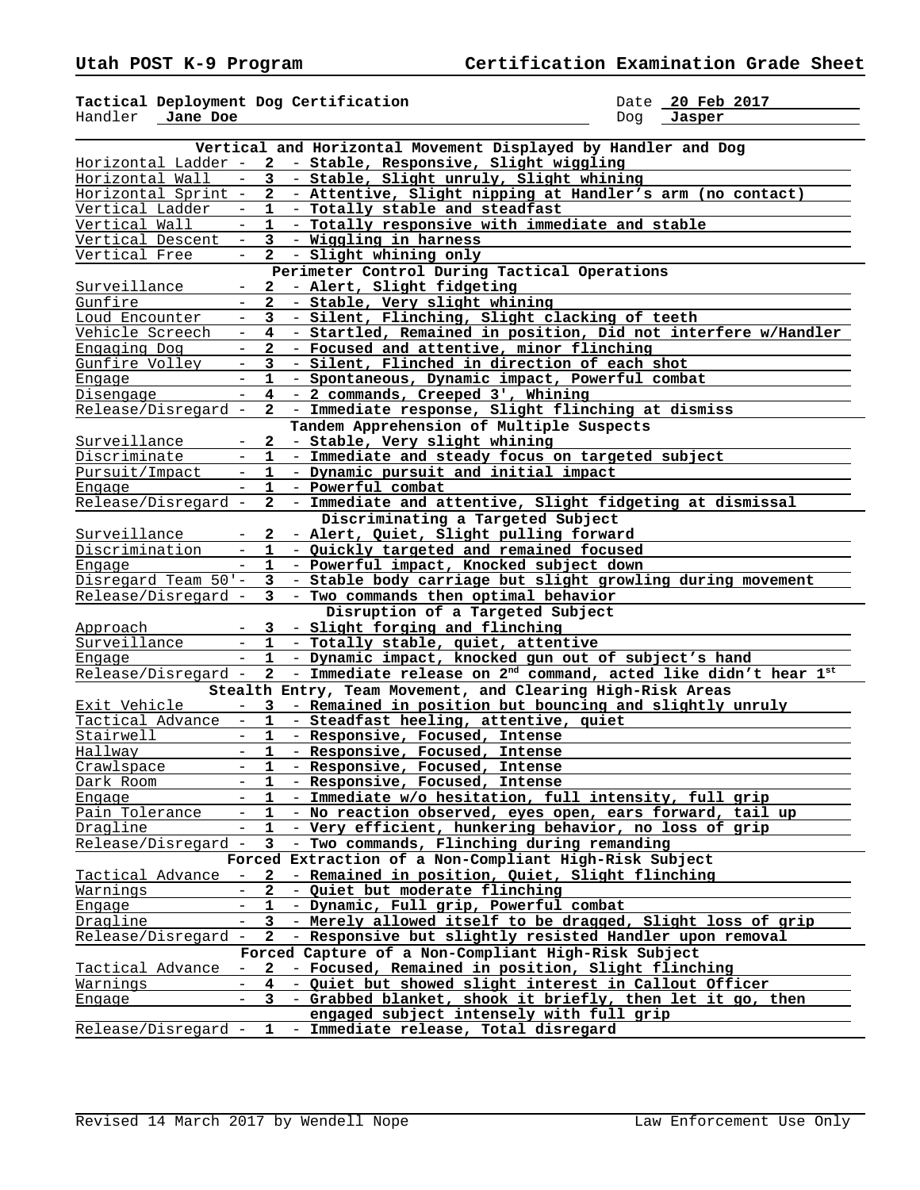**Utah POST K-9 Program** **Certification Examination Grade Sheet**

**Tactical Deployment Dog Certification** Date **20 Feb 2017**
Handler **Jane Doe** Dog **Jasper**

| Exercise | Score | Comments |
|---|---|---|
| **Vertical and Horizontal Movement Displayed by Handler and Dog** | | |
| Horizontal Ladder | **2** | **Stable, Responsive, Slight wiggling** |
| Horizontal Wall | **3** | **Stable, Slight unruly, Slight whining** |
| Horizontal Sprint | **2** | **Attentive, Slight nipping at Handler's arm (no contact)** |
| Vertical Ladder | **1** | **Totally stable and steadfast** |
| Vertical Wall | **1** | **Totally responsive with immediate and stable** |
| Vertical Descent | **3** | **Wiggling in harness** |
| Vertical Free | **2** | **Slight whining only** |
| **Perimeter Control During Tactical Operations** | | |
| Surveillance | **2** | **Alert, Slight fidgeting** |
| Gunfire | **2** | **Stable, Very slight whining** |
| Loud Encounter | **3** | **Silent, Flinching, Slight clacking of teeth** |
| Vehicle Screech | **4** | **Startled, Remained in position, Did not interfere w/Handler** |
| Engaging Dog | **2** | **Focused and attentive, minor flinching** |
| Gunfire Volley | **3** | **Silent, Flinched in direction of each shot** |
| Engage | **1** | **Spontaneous, Dynamic impact, Powerful combat** |
| Disengage | **4** | **2 commands, Creeped 3', Whining** |
| Release/Disregard | **2** | **Immediate response, Slight flinching at dismiss** |
| **Tandem Apprehension of Multiple Suspects** | | |
| Surveillance | **2** | **Stable, Very slight whining** |
| Discriminate | **1** | **Immediate and steady focus on targeted subject** |
| Pursuit/Impact | **1** | **Dynamic pursuit and initial impact** |
| Engage | **1** | **Powerful combat** |
| Release/Disregard | **2** | **Immediate and attentive, Slight fidgeting at dismissal** |
| **Discriminating a Targeted Subject** | | |
| Surveillance | **2** | **Alert, Quiet, Slight pulling forward** |
| Discrimination | **1** | **Quickly targeted and remained focused** |
| Engage | **1** | **Powerful impact, Knocked subject down** |
| Disregard Team 50' | **3** | **Stable body carriage but slight growling during movement** |
| Release/Disregard | **3** | **Two commands then optimal behavior** |
| **Disruption of a Targeted Subject** | | |
| Approach | **3** | **Slight forging and flinching** |
| Surveillance | **1** | **Totally stable, quiet, attentive** |
| Engage | **1** | **Dynamic impact, knocked gun out of subject's hand** |
| Release/Disregard | **2** | **Immediate release on 2nd command, acted like didn't hear 1st** |
| **Stealth Entry, Team Movement, and Clearing High-Risk Areas** | | |
| Exit Vehicle | **3** | **Remained in position but bouncing and slightly unruly** |
| Tactical Advance | **1** | **Steadfast heeling, attentive, quiet** |
| Stairwell | **1** | **Responsive, Focused, Intense** |
| Hallway | **1** | **Responsive, Focused, Intense** |
| Crawlspace | **1** | **Responsive, Focused, Intense** |
| Dark Room | **1** | **Responsive, Focused, Intense** |
| Engage | **1** | **Immediate w/o hesitation, full intensity, full grip** |
| Pain Tolerance | **1** | **No reaction observed, eyes open, ears forward, tail up** |
| Dragline | **1** | **Very efficient, hunkering behavior, no loss of grip** |
| Release/Disregard | **3** | **Two commands, Flinching during remanding** |
| **Forced Extraction of a Non-Compliant High-Risk Subject** | | |
| Tactical Advance | **2** | **Remained in position, Quiet, Slight flinching** |
| Warnings | **2** | **Quiet but moderate flinching** |
| Engage | **1** | **Dynamic, Full grip, Powerful combat** |
| Dragline | **3** | **Merely allowed itself to be dragged, Slight loss of grip** |
| Release/Disregard | **2** | **Responsive but slightly resisted Handler upon removal** |
| **Forced Capture of a Non-Compliant High-Risk Subject** | | |
| Tactical Advance | **2** | **Focused, Remained in position, Slight flinching** |
| Warnings | **4** | **Quiet but showed slight interest in Callout Officer** |
| Engage | **3** | **Grabbed blanket, shook it briefly, then let it go, then engaged subject intensely with full grip** |
| Release/Disregard | **1** | **Immediate release, Total disregard** |

Revised 14 March 2017 by Wendell Nope Law Enforcement Use Only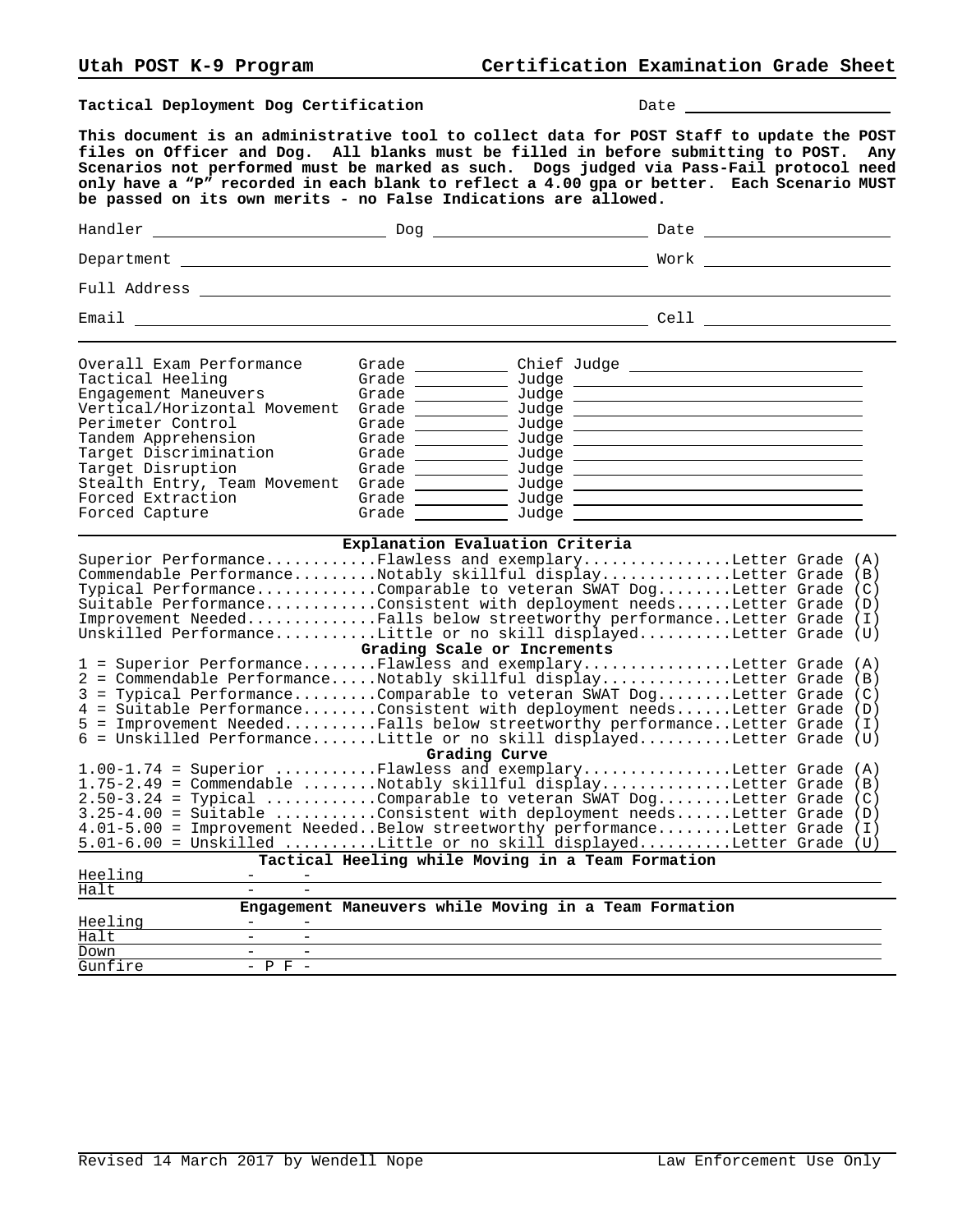**Utah POST K-9 Program** **Certification Examination Grade Sheet**

**Tactical Deployment Dog Certification** Date ______________________

**This document is an administrative tool to collect data for POST Staff to update the POST files on Officer and Dog. All blanks must be filled in before submitting to POST. Any Scenarios not performed must be marked as such. Dogs judged via Pass-Fail protocol need only have a "P" recorded in each blank to reflect a 4.00 gpa or better. Each Scenario MUST be passed on its own merits - no False Indications are allowed.**

Handler ______________________ Dog ______________________ Date ______________________

Department ______________________________________________ Work ______________________

Full Address ____________________________________________________________________

Email ___________________________________________________ Cell ______________________

| | | |
|---|---|---|
| Overall Exam Performance | Grade ________ | Chief Judge ______________________ |
| Tactical Heeling | Grade ________ | Judge ______________________ |
| Engagement Maneuvers | Grade ________ | Judge ______________________ |
| Vertical/Horizontal Movement | Grade ________ | Judge ______________________ |
| Perimeter Control | Grade ________ | Judge ______________________ |
| Tandem Apprehension | Grade ________ | Judge ______________________ |
| Target Discrimination | Grade ________ | Judge ______________________ |
| Target Disruption | Grade ________ | Judge ______________________ |
| Stealth Entry, Team Movement | Grade ________ | Judge ______________________ |
| Forced Extraction | Grade ________ | Judge ______________________ |
| Forced Capture | Grade ________ | Judge ______________________ |

**Explanation Evaluation Criteria**

Superior Performance............Flawless and exemplary................Letter Grade (A)
Commendable Performance.........Notably skillful display.............Letter Grade (B)
Typical Performance.............Comparable to veteran SWAT Dog........Letter Grade (C)
Suitable Performance............Consistent with deployment needs......Letter Grade (D)
Improvement Needed..............Falls below streetworthy performance..Letter Grade (I)
Unskilled Performance...........Little or no skill displayed..........Letter Grade (U)

**Grading Scale or Increments**

1 = Superior Performance........Flawless and exemplary................Letter Grade (A)
2 = Commendable Performance.....Notably skillful display.............Letter Grade (B)
3 = Typical Performance.........Comparable to veteran SWAT Dog........Letter Grade (C)
4 = Suitable Performance........Consistent with deployment needs......Letter Grade (D)
5 = Improvement Needed..........Falls below streetworthy performance..Letter Grade (I)
6 = Unskilled Performance.......Little or no skill displayed..........Letter Grade (U)

**Grading Curve**

1.00-1.74 = Superior ...........Flawless and exemplary................Letter Grade (A)
1.75-2.49 = Commendable ........Notably skillful display.............Letter Grade (B)
2.50-3.24 = Typical ............Comparable to veteran SWAT Dog........Letter Grade (C)
3.25-4.00 = Suitable ...........Consistent with deployment needs......Letter Grade (D)
4.01-5.00 = Improvement Needed..Below streetworthy performance........Letter Grade (I)
5.01-6.00 = Unskilled ..........Little or no skill displayed..........Letter Grade (U)

**Tactical Heeling while Moving in a Team Formation**

| | | |
|---|---|---|
| Heeling | -   - | |
| Halt | -   - | |

**Engagement Maneuvers while Moving in a Team Formation**

| | | |
|---|---|---|
| Heeling | -   - | |
| Halt | -   - | |
| Down | -   - | |
| Gunfire | - P F - | |

Revised 14 March 2017 by Wendell Nope Law Enforcement Use Only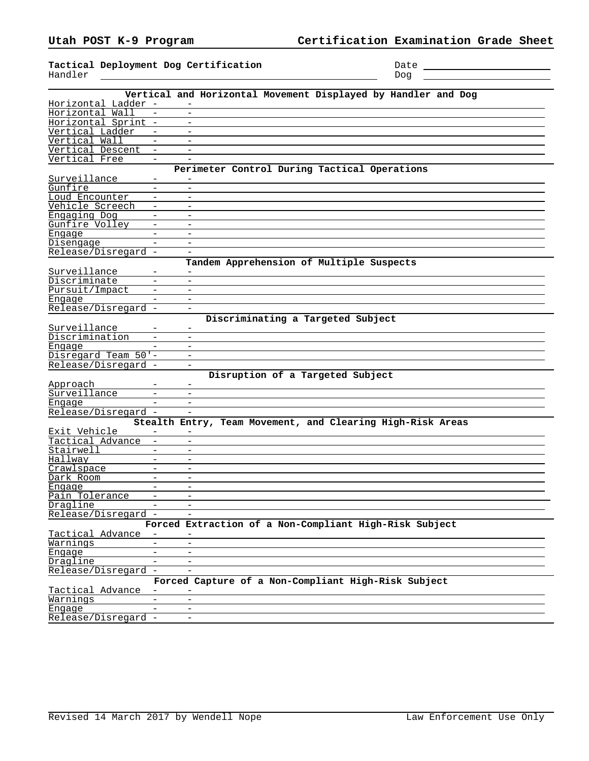**Utah POST K-9 Program** **Certification Examination Grade Sheet**

**Tactical Deployment Dog Certification**

Date ____________________

Handler ____________________________________________ Dog ____________________

**Vertical and Horizontal Movement Displayed by Handler and Dog**

Horizontal Ladder - -
Horizontal Wall - -
Horizontal Sprint - -
Vertical Ladder - -
Vertical Wall - -
Vertical Descent - -
Vertical Free - -

**Perimeter Control During Tactical Operations**

Surveillance - -
Gunfire - -
Loud Encounter - -
Vehicle Screech - -
Engaging Dog - -
Gunfire Volley - -
Engage - -
Disengage - -
Release/Disregard - -

**Tandem Apprehension of Multiple Suspects**

Surveillance - -
Discriminate - -
Pursuit/Impact - -
Engage - -
Release/Disregard - -

**Discriminating a Targeted Subject**

Surveillance - -
Discrimination - -
Engage - -
Disregard Team 50'- -
Release/Disregard - -

**Disruption of a Targeted Subject**

Approach - -
Surveillance - -
Engage - -
Release/Disregard - -

**Stealth Entry, Team Movement, and Clearing High-Risk Areas**

Exit Vehicle - -
Tactical Advance - -
Stairwell - -
Hallway - -
Crawlspace - -
Dark Room - -
Engage - -
Pain Tolerance - -
Dragline - -
Release/Disregard - -

**Forced Extraction of a Non-Compliant High-Risk Subject**

Tactical Advance - -
Warnings - -
Engage - -
Dragline - -
Release/Disregard - -

**Forced Capture of a Non-Compliant High-Risk Subject**

Tactical Advance - -
Warnings - -
Engage - -
Release/Disregard - -

Revised 14 March 2017 by Wendell Nope Law Enforcement Use Only